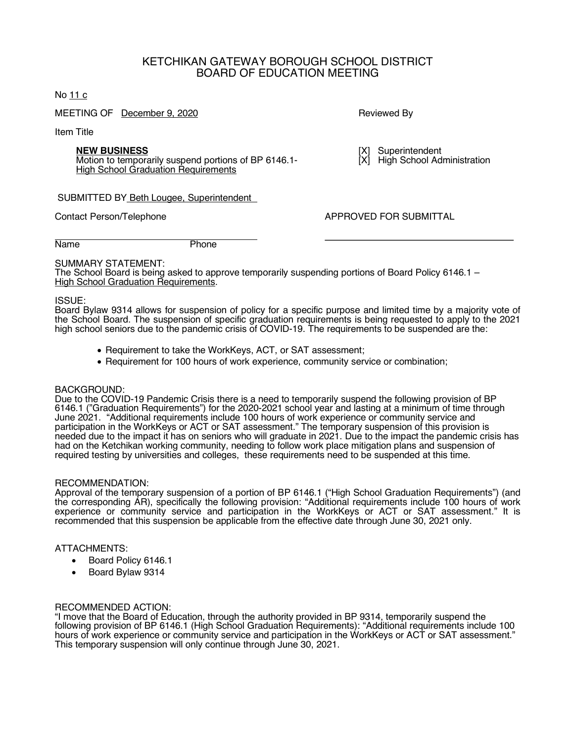# KETCHIKAN GATEWAY BOROUGH SCHOOL DISTRICT
## BOARD OF EDUCATION MEETING

No 11 c

MEETING OF December 9, 2020

Reviewed By

Item Title

**NEW BUSINESS**
Motion to temporarily suspend portions of BP 6146.1-
High School Graduation Requirements

[X] Superintendent
[X] High School Administration

SUBMITTED BY Beth Lougee, Superintendent

Contact Person/Telephone

APPROVED FOR SUBMITTAL

Name Phone

SUMMARY STATEMENT:
The School Board is being asked to approve temporarily suspending portions of Board Policy 6146.1 – High School Graduation Requirements.

ISSUE:
Board Bylaw 9314 allows for suspension of policy for a specific purpose and limited time by a majority vote of the School Board. The suspension of specific graduation requirements is being requested to apply to the 2021 high school seniors due to the pandemic crisis of COVID-19. The requirements to be suspended are the:

- Requirement to take the WorkKeys, ACT, or SAT assessment;
- Requirement for 100 hours of work experience, community service or combination;

BACKGROUND:
Due to the COVID-19 Pandemic Crisis there is a need to temporarily suspend the following provision of BP 6146.1 ("Graduation Requirements") for the 2020-2021 school year and lasting at a minimum of time through June 2021. "Additional requirements include 100 hours of work experience or community service and participation in the WorkKeys or ACT or SAT assessment." The temporary suspension of this provision is needed due to the impact it has on seniors who will graduate in 2021. Due to the impact the pandemic crisis has had on the Ketchikan working community, needing to follow work place mitigation plans and suspension of required testing by universities and colleges, these requirements need to be suspended at this time.

RECOMMENDATION:
Approval of the temporary suspension of a portion of BP 6146.1 ("High School Graduation Requirements") (and the corresponding AR), specifically the following provision: "Additional requirements include 100 hours of work experience or community service and participation in the WorkKeys or ACT or SAT assessment." It is recommended that this suspension be applicable from the effective date through June 30, 2021 only.

ATTACHMENTS:

- Board Policy 6146.1
- Board Bylaw 9314

RECOMMENDED ACTION:
"I move that the Board of Education, through the authority provided in BP 9314, temporarily suspend the following provision of BP 6146.1 (High School Graduation Requirements): "Additional requirements include 100 hours of work experience or community service and participation in the WorkKeys or ACT or SAT assessment." This temporary suspension will only continue through June 30, 2021.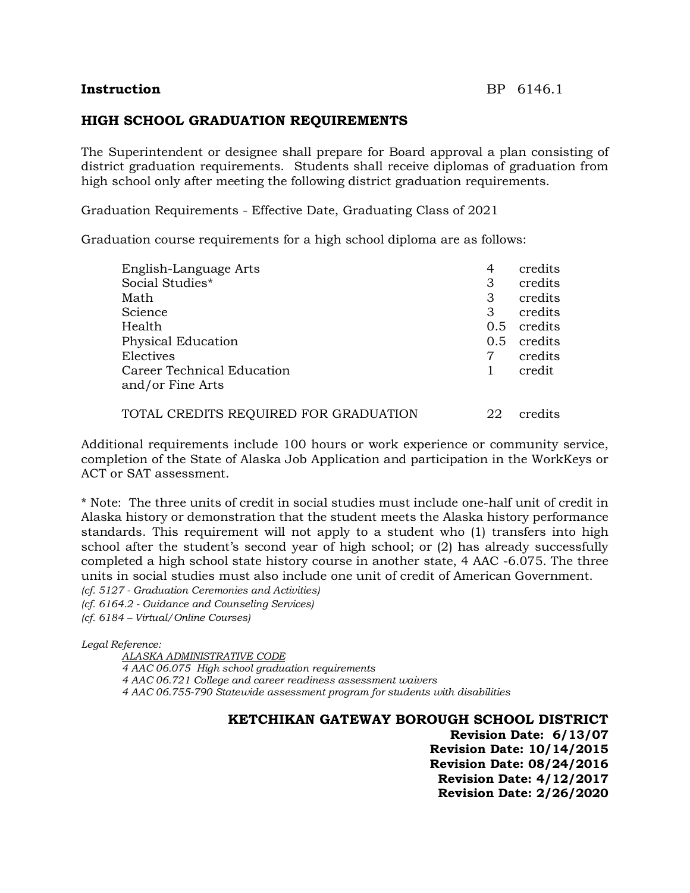**Instruction** BP 6146.1

## HIGH SCHOOL GRADUATION REQUIREMENTS

The Superintendent or designee shall prepare for Board approval a plan consisting of district graduation requirements. Students shall receive diplomas of graduation from high school only after meeting the following district graduation requirements.

Graduation Requirements - Effective Date, Graduating Class of 2021

Graduation course requirements for a high school diploma are as follows:

| Subject | Credits | |
|---|---|---|
| English-Language Arts | 4 | credits |
| Social Studies* | 3 | credits |
| Math | 3 | credits |
| Science | 3 | credits |
| Health | 0.5 | credits |
| Physical Education | 0.5 | credits |
| Electives | 7 | credits |
| Career Technical Education and/or Fine Arts | 1 | credit |
| TOTAL CREDITS REQUIRED FOR GRADUATION | 22 | credits |

Additional requirements include 100 hours or work experience or community service, completion of the State of Alaska Job Application and participation in the WorkKeys or ACT or SAT assessment.

\* Note: The three units of credit in social studies must include one-half unit of credit in Alaska history or demonstration that the student meets the Alaska history performance standards. This requirement will not apply to a student who (1) transfers into high school after the student's second year of high school; or (2) has already successfully completed a high school state history course in another state, 4 AAC -6.075. The three units in social studies must also include one unit of credit of American Government.

*(cf. 5127 - Graduation Ceremonies and Activities)*
*(cf. 6164.2 - Guidance and Counseling Services)*
*(cf. 6184 – Virtual/Online Courses)*

*Legal Reference:*

*ALASKA ADMINISTRATIVE CODE*
*4 AAC 06.075 High school graduation requirements*
*4 AAC 06.721 College and career readiness assessment waivers*
*4 AAC 06.755-790 Statewide assessment program for students with disabilities*

**KETCHIKAN GATEWAY BOROUGH SCHOOL DISTRICT**
**Revision Date: 6/13/07**
**Revision Date: 10/14/2015**
**Revision Date: 08/24/2016**
**Revision Date: 4/12/2017**
**Revision Date: 2/26/2020**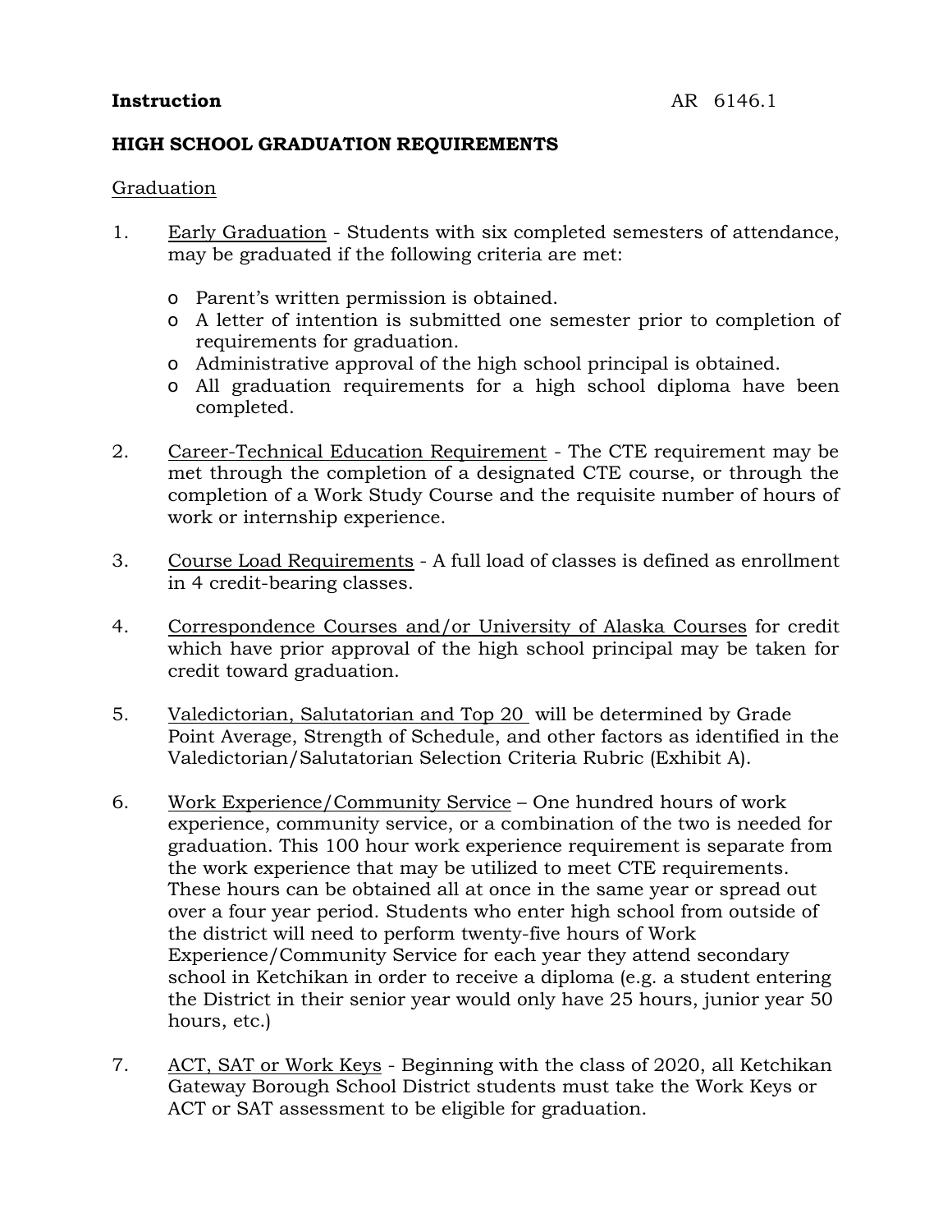**Instruction** AR 6146.1

**HIGH SCHOOL GRADUATION REQUIREMENTS**

Graduation

1. Early Graduation - Students with six completed semesters of attendance, may be graduated if the following criteria are met:

   - Parent's written permission is obtained.
   - A letter of intention is submitted one semester prior to completion of requirements for graduation.
   - Administrative approval of the high school principal is obtained.
   - All graduation requirements for a high school diploma have been completed.

2. Career-Technical Education Requirement - The CTE requirement may be met through the completion of a designated CTE course, or through the completion of a Work Study Course and the requisite number of hours of work or internship experience.

3. Course Load Requirements - A full load of classes is defined as enrollment in 4 credit-bearing classes.

4. Correspondence Courses and/or University of Alaska Courses for credit which have prior approval of the high school principal may be taken for credit toward graduation.

5. Valedictorian, Salutatorian and Top 20 will be determined by Grade Point Average, Strength of Schedule, and other factors as identified in the Valedictorian/Salutatorian Selection Criteria Rubric (Exhibit A).

6. Work Experience/Community Service – One hundred hours of work experience, community service, or a combination of the two is needed for graduation. This 100 hour work experience requirement is separate from the work experience that may be utilized to meet CTE requirements. These hours can be obtained all at once in the same year or spread out over a four year period. Students who enter high school from outside of the district will need to perform twenty-five hours of Work Experience/Community Service for each year they attend secondary school in Ketchikan in order to receive a diploma (e.g. a student entering the District in their senior year would only have 25 hours, junior year 50 hours, etc.)

7. ACT, SAT or Work Keys - Beginning with the class of 2020, all Ketchikan Gateway Borough School District students must take the Work Keys or ACT or SAT assessment to be eligible for graduation.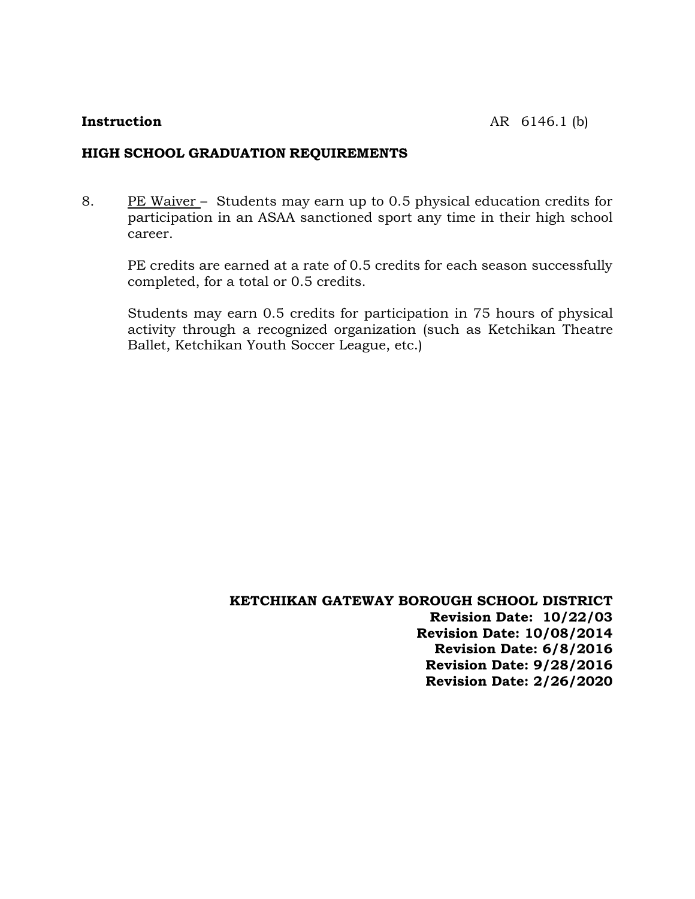**Instruction** AR 6146.1 (b)

**HIGH SCHOOL GRADUATION REQUIREMENTS**

8. PE Waiver – Students may earn up to 0.5 physical education credits for participation in an ASAA sanctioned sport any time in their high school career.

   PE credits are earned at a rate of 0.5 credits for each season successfully completed, for a total or 0.5 credits.

   Students may earn 0.5 credits for participation in 75 hours of physical activity through a recognized organization (such as Ketchikan Theatre Ballet, Ketchikan Youth Soccer League, etc.)

**KETCHIKAN GATEWAY BOROUGH SCHOOL DISTRICT**
**Revision Date: 10/22/03**
**Revision Date: 10/08/2014**
**Revision Date: 6/8/2016**
**Revision Date: 9/28/2016**
**Revision Date: 2/26/2020**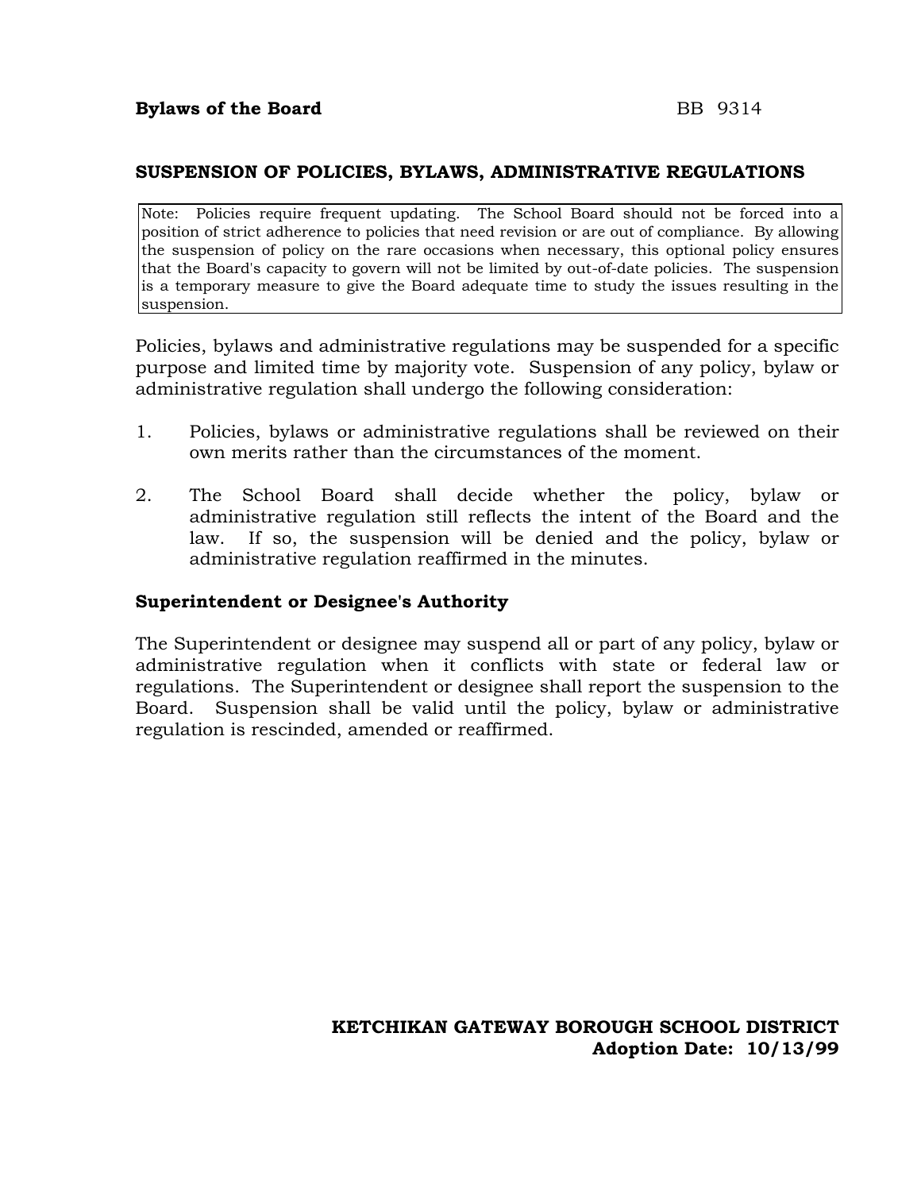**Bylaws of the Board** BB 9314

## SUSPENSION OF POLICIES, BYLAWS, ADMINISTRATIVE REGULATIONS

| |
|---|
| Note: Policies require frequent updating. The School Board should not be forced into a position of strict adherence to policies that need revision or are out of compliance. By allowing the suspension of policy on the rare occasions when necessary, this optional policy ensures that the Board's capacity to govern will not be limited by out-of-date policies. The suspension is a temporary measure to give the Board adequate time to study the issues resulting in the suspension. |

Policies, bylaws and administrative regulations may be suspended for a specific purpose and limited time by majority vote. Suspension of any policy, bylaw or administrative regulation shall undergo the following consideration:

1. Policies, bylaws or administrative regulations shall be reviewed on their own merits rather than the circumstances of the moment.
2. The School Board shall decide whether the policy, bylaw or administrative regulation still reflects the intent of the Board and the law. If so, the suspension will be denied and the policy, bylaw or administrative regulation reaffirmed in the minutes.

### Superintendent or Designee's Authority

The Superintendent or designee may suspend all or part of any policy, bylaw or administrative regulation when it conflicts with state or federal law or regulations. The Superintendent or designee shall report the suspension to the Board. Suspension shall be valid until the policy, bylaw or administrative regulation is rescinded, amended or reaffirmed.

**KETCHIKAN GATEWAY BOROUGH SCHOOL DISTRICT**
**Adoption Date: 10/13/99**